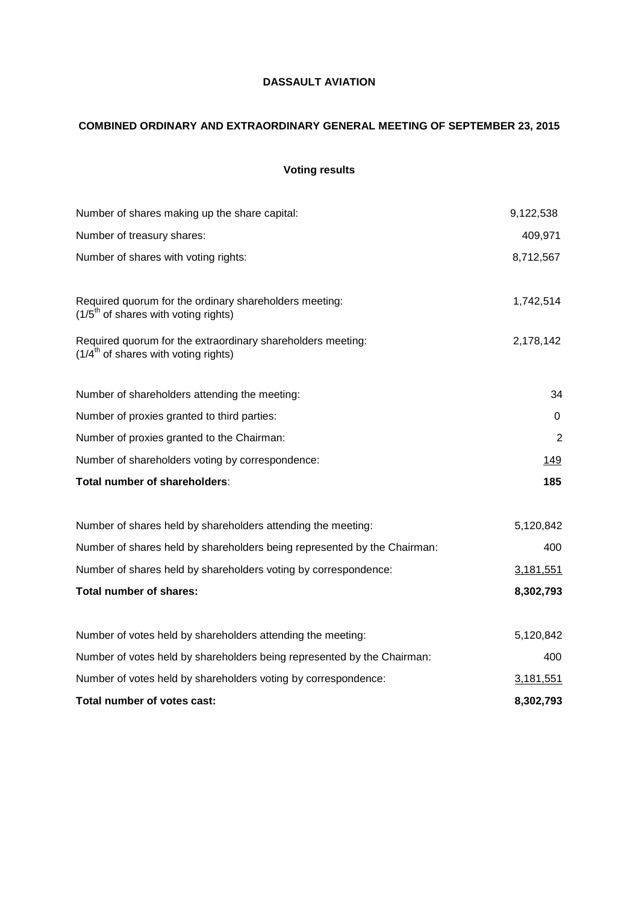**DASSAULT AVIATION**

**COMBINED ORDINARY AND EXTRAORDINARY GENERAL MEETING OF SEPTEMBER 23, 2015**

**Voting results**

| | |
|---|---|
| Number of shares making up the share capital: | 9,122,538 |
| Number of treasury shares: | 409,971 |
| Number of shares with voting rights: | 8,712,567 |
| Required quorum for the ordinary shareholders meeting: (1/5th of shares with voting rights) | 1,742,514 |
| Required quorum for the extraordinary shareholders meeting: (1/4th of shares with voting rights) | 2,178,142 |
| Number of shareholders attending the meeting: | 34 |
| Number of proxies granted to third parties: | 0 |
| Number of proxies granted to the Chairman: | 2 |
| Number of shareholders voting by correspondence: | 149 |
| **Total number of shareholders**: | **185** |
| Number of shares held by shareholders attending the meeting: | 5,120,842 |
| Number of shares held by shareholders being represented by the Chairman: | 400 |
| Number of shares held by shareholders voting by correspondence: | 3,181,551 |
| **Total number of shares:** | **8,302,793** |
| Number of votes held by shareholders attending the meeting: | 5,120,842 |
| Number of votes held by shareholders being represented by the Chairman: | 400 |
| Number of votes held by shareholders voting by correspondence: | 3,181,551 |
| **Total number of votes cast:** | **8,302,793** |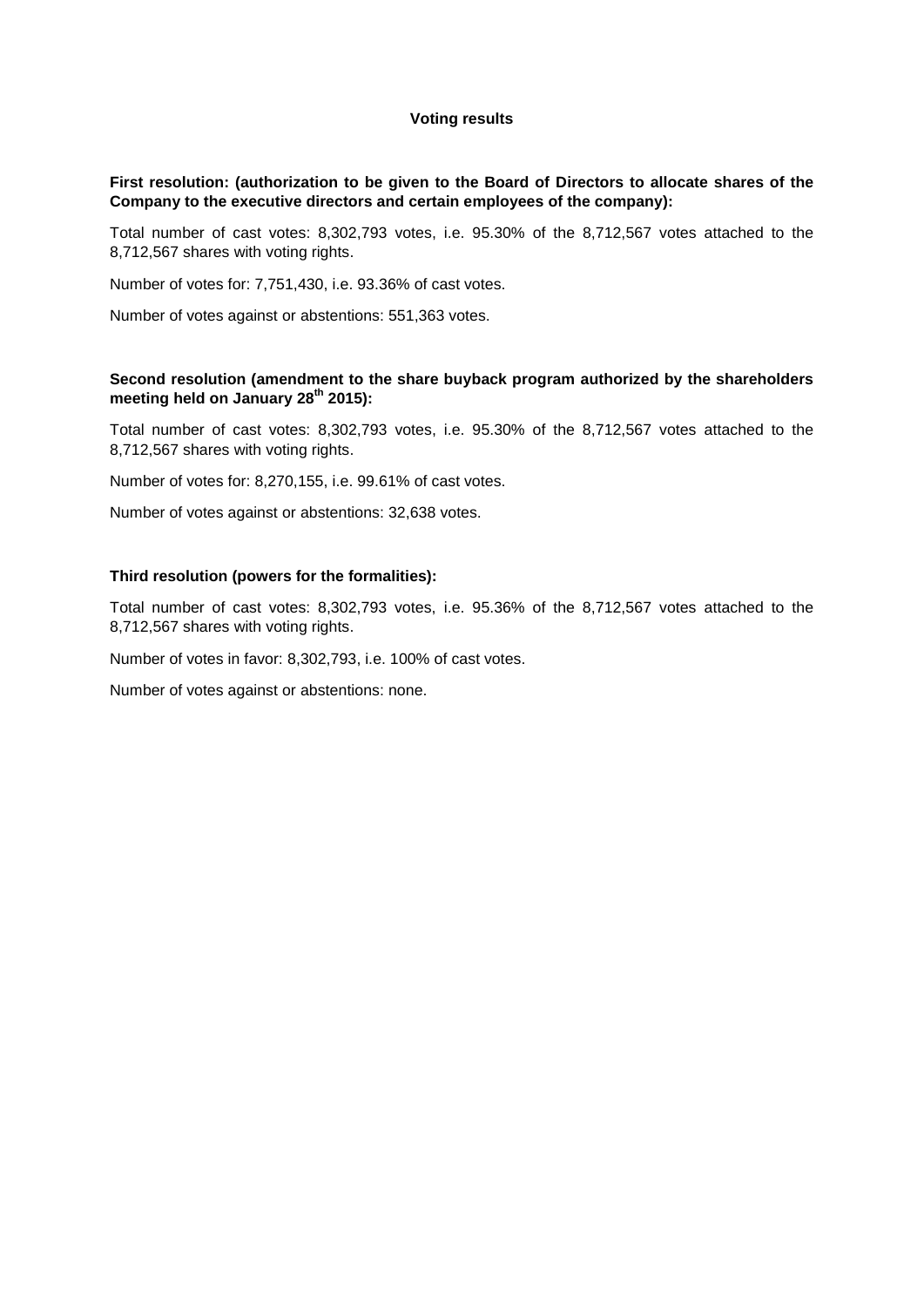## Voting results

**First resolution: (authorization to be given to the Board of Directors to allocate shares of the Company to the executive directors and certain employees of the company):**

Total number of cast votes: 8,302,793 votes, i.e. 95.30% of the 8,712,567 votes attached to the 8,712,567 shares with voting rights.

Number of votes for: 7,751,430, i.e. 93.36% of cast votes.

Number of votes against or abstentions: 551,363 votes.

**Second resolution (amendment to the share buyback program authorized by the shareholders meeting held on January 28th 2015):**

Total number of cast votes: 8,302,793 votes, i.e. 95.30% of the 8,712,567 votes attached to the 8,712,567 shares with voting rights.

Number of votes for: 8,270,155, i.e. 99.61% of cast votes.

Number of votes against or abstentions: 32,638 votes.

**Third resolution (powers for the formalities):**

Total number of cast votes: 8,302,793 votes, i.e. 95.36% of the 8,712,567 votes attached to the 8,712,567 shares with voting rights.

Number of votes in favor: 8,302,793, i.e. 100% of cast votes.

Number of votes against or abstentions: none.